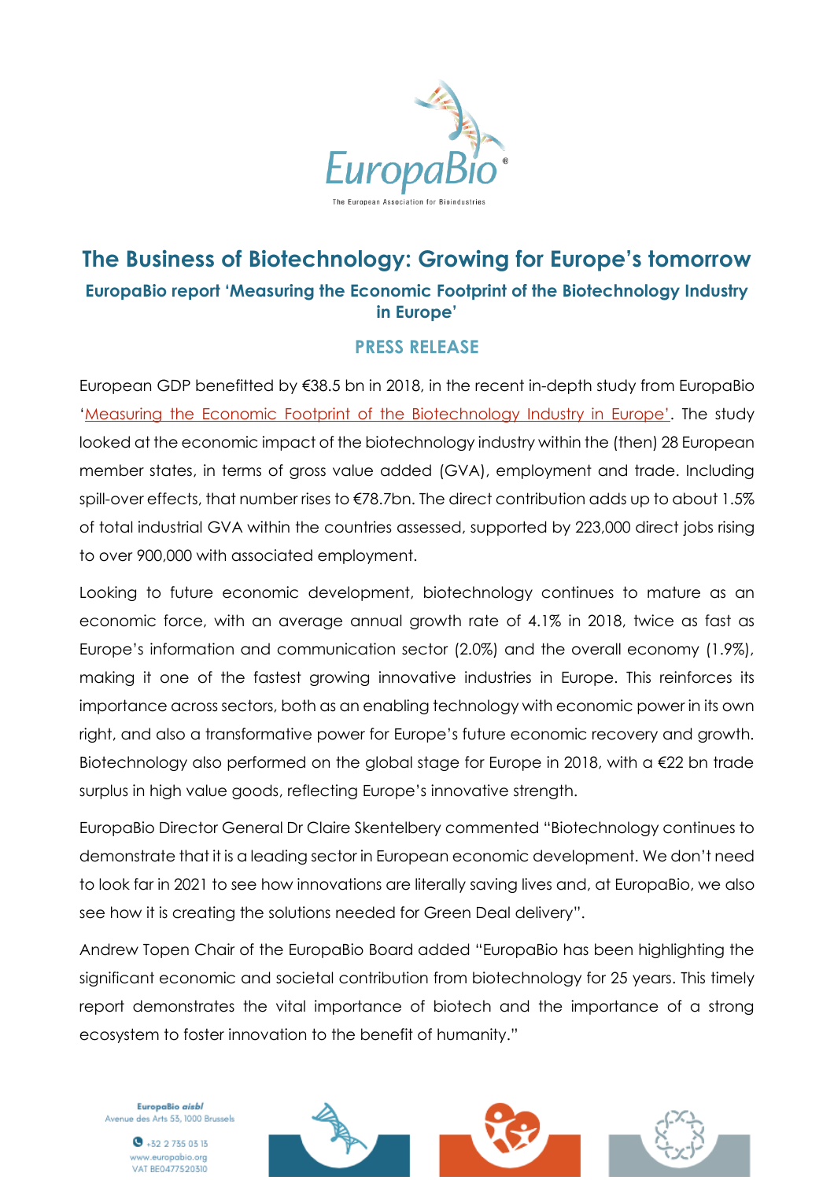# The Business of Biotechnology: Growing for Europe's tomorrow

### EuropaBio report 'Measuring the Economic Footprint of the Biotechnology Industry in Europe'

## PRESS RELEASE

European GDP benefitted by €38.5 bn in 2018, in the recent in-depth study from EuropaBio 'Measuring the Economic Footprint of the Biotechnology Industry in Europe'. The study looked at the economic impact of the biotechnology industry within the (then) 28 European member states, in terms of gross value added (GVA), employment and trade. Including spill-over effects, that number rises to €78.7bn. The direct contribution adds up to about 1.5% of total industrial GVA within the countries assessed, supported by 223,000 direct jobs rising to over 900,000 with associated employment.

Looking to future economic development, biotechnology continues to mature as an economic force, with an average annual growth rate of 4.1% in 2018, twice as fast as Europe's information and communication sector (2.0%) and the overall economy (1.9%), making it one of the fastest growing innovative industries in Europe. This reinforces its importance across sectors, both as an enabling technology with economic power in its own right, and also a transformative power for Europe's future economic recovery and growth. Biotechnology also performed on the global stage for Europe in 2018, with a €22 bn trade surplus in high value goods, reflecting Europe's innovative strength.

EuropaBio Director General Dr Claire Skentelbery commented "Biotechnology continues to demonstrate that it is a leading sector in European economic development. We don't need to look far in 2021 to see how innovations are literally saving lives and, at EuropaBio, we also see how it is creating the solutions needed for Green Deal delivery".

Andrew Topen Chair of the EuropaBio Board added "EuropaBio has been highlighting the significant economic and societal contribution from biotechnology for 25 years. This timely report demonstrates the vital importance of biotech and the importance of a strong ecosystem to foster innovation to the benefit of humanity."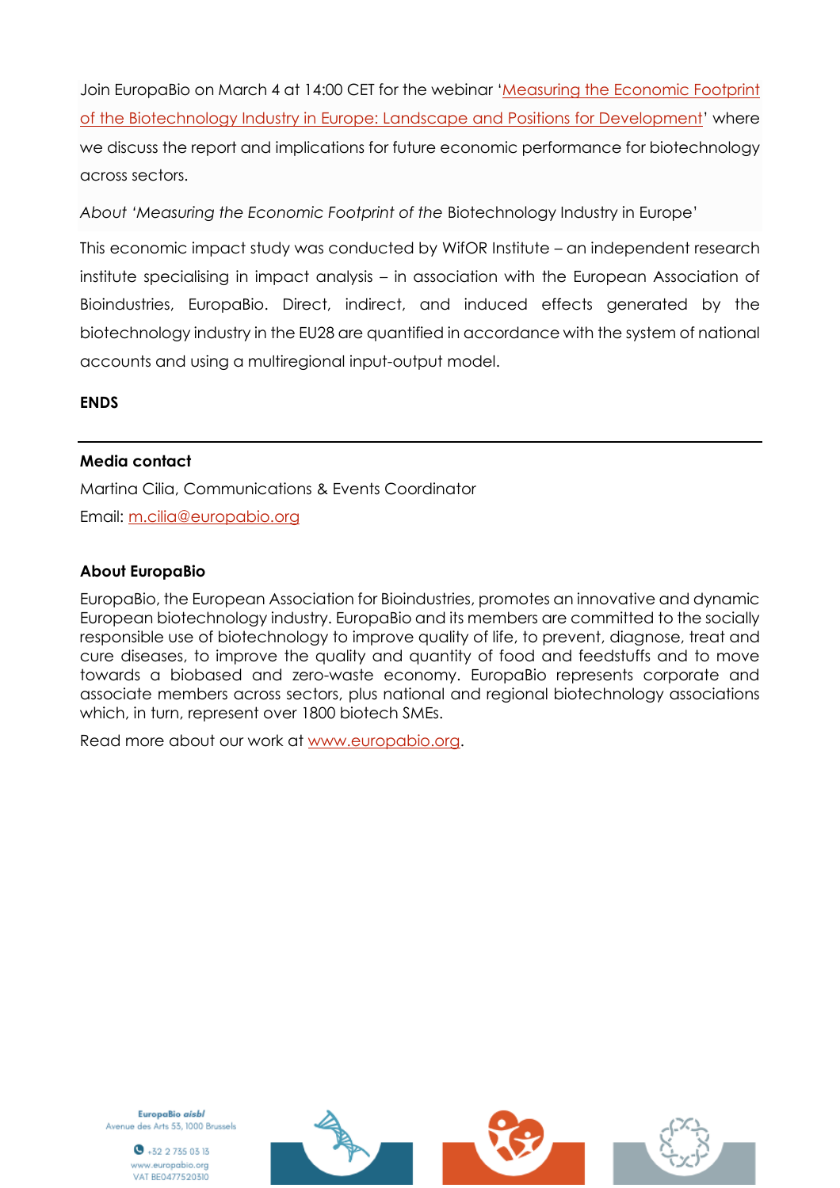Join EuropaBio on March 4 at 14:00 CET for the webinar '[Measuring the Economic Footprint of the Biotechnology Industry in Europe: Landscape and Positions for Development](#)' where we discuss the report and implications for future economic performance for biotechnology across sectors.

*About 'Measuring the Economic Footprint of the* Biotechnology Industry in Europe'

This economic impact study was conducted by WifOR Institute – an independent research institute specialising in impact analysis – in association with the European Association of Bioindustries, EuropaBio. Direct, indirect, and induced effects generated by the biotechnology industry in the EU28 are quantified in accordance with the system of national accounts and using a multiregional input-output model.

**ENDS**

---

**Media contact**

Martina Cilia, Communications & Events Coordinator

Email: m.cilia@europabio.org

**About EuropaBio**

EuropaBio, the European Association for Bioindustries, promotes an innovative and dynamic European biotechnology industry. EuropaBio and its members are committed to the socially responsible use of biotechnology to improve quality of life, to prevent, diagnose, treat and cure diseases, to improve the quality and quantity of food and feedstuffs and to move towards a biobased and zero-waste economy. EuropaBio represents corporate and associate members across sectors, plus national and regional biotechnology associations which, in turn, represent over 1800 biotech SMEs.

Read more about our work at www.europabio.org.